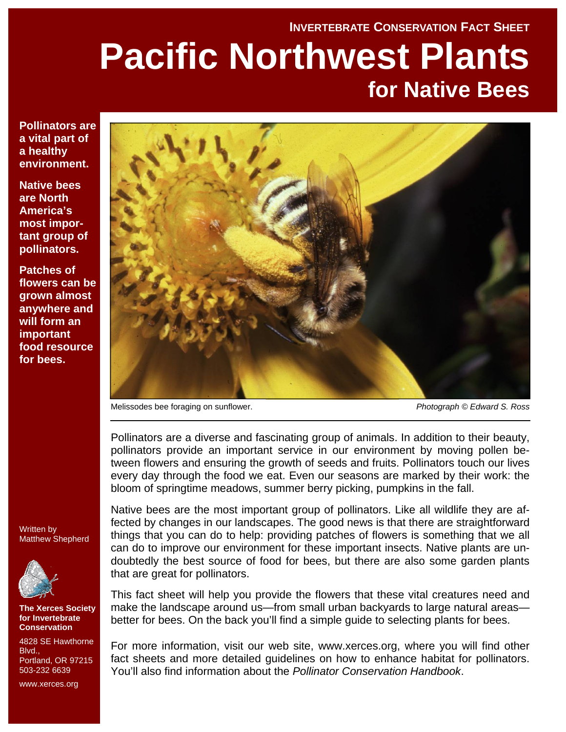INVERTEBRATE CONSERVATION FACT SHEET

# Pacific Northwest Plants

## for Native Bees

**Pollinators are a vital part of a healthy environment.**

**Native bees are North America's most important group of pollinators.**

**Patches of flowers can be grown almost anywhere and will form an important food resource for bees.**

Melissodes bee foraging on sunflower. *Photograph © Edward S. Ross*

Pollinators are a diverse and fascinating group of animals. In addition to their beauty, pollinators provide an important service in our environment by moving pollen between flowers and ensuring the growth of seeds and fruits. Pollinators touch our lives every day through the food we eat. Even our seasons are marked by their work: the bloom of springtime meadows, summer berry picking, pumpkins in the fall.

Native bees are the most important group of pollinators. Like all wildlife they are affected by changes in our landscapes. The good news is that there are straightforward things that you can do to help: providing patches of flowers is something that we all can do to improve our environment for these important insects. Native plants are undoubtedly the best source of food for bees, but there are also some garden plants that are great for pollinators.

This fact sheet will help you provide the flowers that these vital creatures need and make the landscape around us—from small urban backyards to large natural areas—better for bees. On the back you'll find a simple guide to selecting plants for bees.

For more information, visit our web site, www.xerces.org, where you will find other fact sheets and more detailed guidelines on how to enhance habitat for pollinators. You'll also find information about the *Pollinator Conservation Handbook*.

Written by Matthew Shepherd

**The Xerces Society for Invertebrate Conservation**

4828 SE Hawthorne Blvd.,
Portland, OR 97215
503-232 6639

www.xerces.org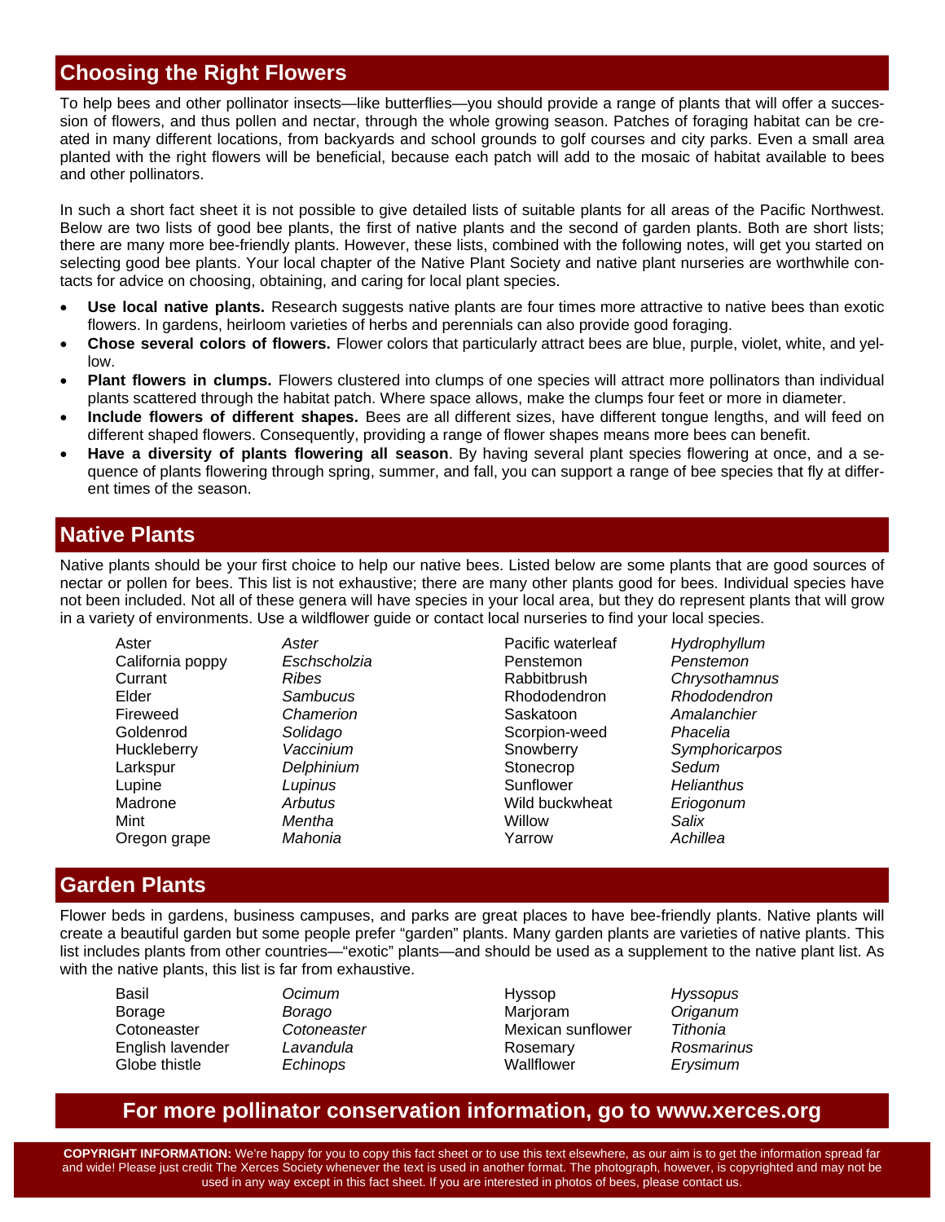## Choosing the Right Flowers

To help bees and other pollinator insects—like butterflies—you should provide a range of plants that will offer a succession of flowers, and thus pollen and nectar, through the whole growing season. Patches of foraging habitat can be created in many different locations, from backyards and school grounds to golf courses and city parks. Even a small area planted with the right flowers will be beneficial, because each patch will add to the mosaic of habitat available to bees and other pollinators.

In such a short fact sheet it is not possible to give detailed lists of suitable plants for all areas of the Pacific Northwest. Below are two lists of good bee plants, the first of native plants and the second of garden plants. Both are short lists; there are many more bee-friendly plants. However, these lists, combined with the following notes, will get you started on selecting good bee plants. Your local chapter of the Native Plant Society and native plant nurseries are worthwhile contacts for advice on choosing, obtaining, and caring for local plant species.

- **Use local native plants.** Research suggests native plants are four times more attractive to native bees than exotic flowers. In gardens, heirloom varieties of herbs and perennials can also provide good foraging.
- **Chose several colors of flowers.** Flower colors that particularly attract bees are blue, purple, violet, white, and yellow.
- **Plant flowers in clumps.** Flowers clustered into clumps of one species will attract more pollinators than individual plants scattered through the habitat patch. Where space allows, make the clumps four feet or more in diameter.
- **Include flowers of different shapes.** Bees are all different sizes, have different tongue lengths, and will feed on different shaped flowers. Consequently, providing a range of flower shapes means more bees can benefit.
- **Have a diversity of plants flowering all season**. By having several plant species flowering at once, and a sequence of plants flowering through spring, summer, and fall, you can support a range of bee species that fly at different times of the season.

## Native Plants

Native plants should be your first choice to help our native bees. Listed below are some plants that are good sources of nectar or pollen for bees. This list is not exhaustive; there are many other plants good for bees. Individual species have not been included. Not all of these genera will have species in your local area, but they do represent plants that will grow in a variety of environments. Use a wildflower guide or contact local nurseries to find your local species.

| | |
|---|---|
| Aster | *Aster* |
| California poppy | *Eschscholzia* |
| Currant | *Ribes* |
| Elder | *Sambucus* |
| Fireweed | *Chamerion* |
| Goldenrod | *Solidago* |
| Huckleberry | *Vaccinium* |
| Larkspur | *Delphinium* |
| Lupine | *Lupinus* |
| Madrone | *Arbutus* |
| Mint | *Mentha* |
| Oregon grape | *Mahonia* |
| Pacific waterleaf | *Hydrophyllum* |
| Penstemon | *Penstemon* |
| Rabbitbrush | *Chrysothamnus* |
| Rhododendron | *Rhododendron* |
| Saskatoon | *Amalanchier* |
| Scorpion-weed | *Phacelia* |
| Snowberry | *Symphoricarpos* |
| Stonecrop | *Sedum* |
| Sunflower | *Helianthus* |
| Wild buckwheat | *Eriogonum* |
| Willow | *Salix* |
| Yarrow | *Achillea* |

## Garden Plants

Flower beds in gardens, business campuses, and parks are great places to have bee-friendly plants. Native plants will create a beautiful garden but some people prefer "garden" plants. Many garden plants are varieties of native plants. This list includes plants from other countries—"exotic" plants—and should be used as a supplement to the native plant list. As with the native plants, this list is far from exhaustive.

| | |
|---|---|
| Basil | *Ocimum* |
| Borage | *Borago* |
| Cotoneaster | *Cotoneaster* |
| English lavender | *Lavandula* |
| Globe thistle | *Echinops* |
| Hyssop | *Hyssopus* |
| Marjoram | *Origanum* |
| Mexican sunflower | *Tithonia* |
| Rosemary | *Rosmarinus* |
| Wallflower | *Erysimum* |

## For more pollinator conservation information, go to www.xerces.org

**COPYRIGHT INFORMATION:** We're happy for you to copy this fact sheet or to use this text elsewhere, as our aim is to get the information spread far and wide! Please just credit The Xerces Society whenever the text is used in another format. The photograph, however, is copyrighted and may not be used in any way except in this fact sheet. If you are interested in photos of bees, please contact us.